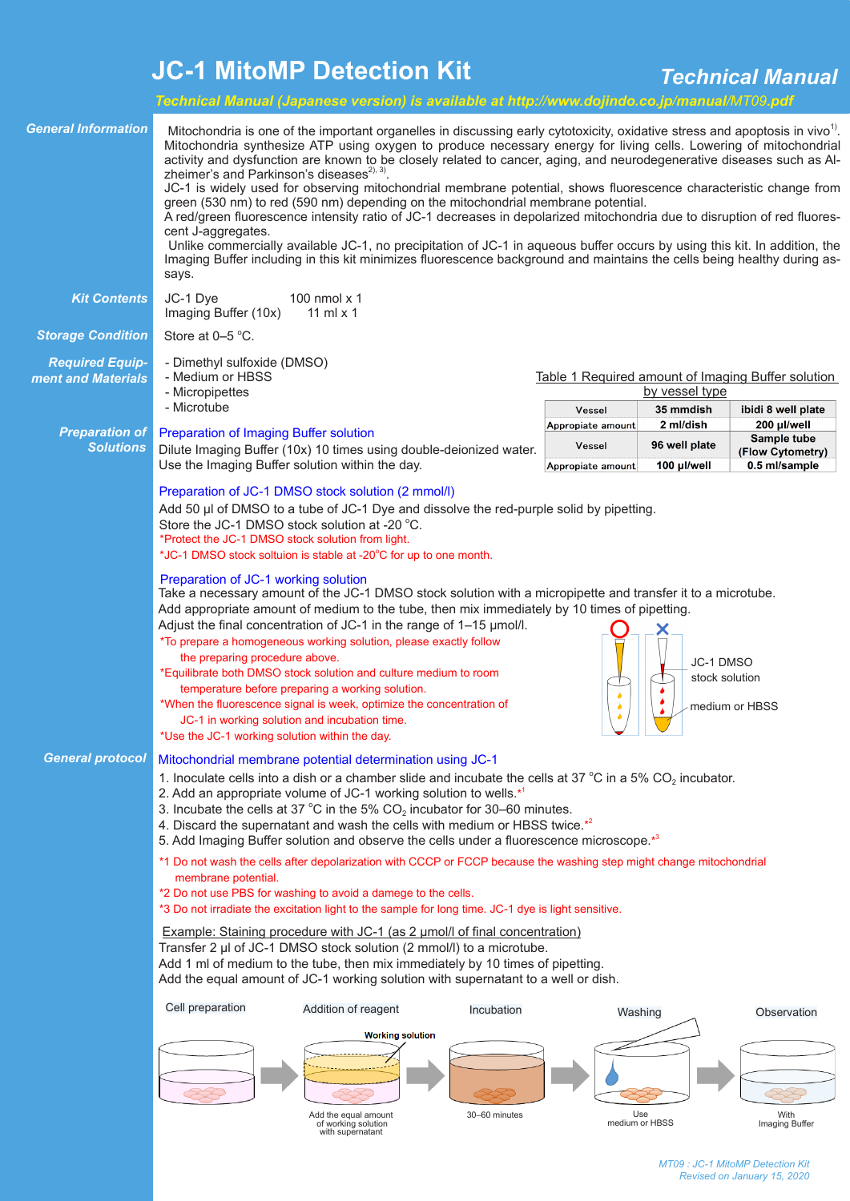# JC-1 MitoMP Detection Kit

## Technical Manual

*Technical Manual (Japanese version) is available at http://www.dojindo.co.jp/manual/MT09.pdf*

### General Information

Mitochondria is one of the important organelles in discussing early cytotoxicity, oxidative stress and apoptosis in vivo[1]. Mitochondria synthesize ATP using oxygen to produce necessary energy for living cells. Lowering of mitochondrial activity and dysfunction are known to be closely related to cancer, aging, and neurodegenerative diseases such as Alzheimer's and Parkinson's diseases[2, 3].

JC-1 is widely used for observing mitochondrial membrane potential, shows fluorescence characteristic change from green (530 nm) to red (590 nm) depending on the mitochondrial membrane potential.

A red/green fluorescence intensity ratio of JC-1 decreases in depolarized mitochondria due to disruption of red fluorescent J-aggregates.

Unlike commercially available JC-1, no precipitation of JC-1 in aqueous buffer occurs by using this kit. In addition, the Imaging Buffer including in this kit minimizes fluorescence background and maintains the cells being healthy during assays.

### Kit Contents

JC-1 Dye 100 nmol x 1
Imaging Buffer (10x) 11 ml x 1

### Storage Condition

Store at 0–5 °C.

### Required Equipment and Materials

- Dimethyl sulfoxide (DMSO)
- Medium or HBSS
- Micropipettes
- Microtube

Table 1 Required amount of Imaging Buffer solution by vessel type

| Vessel | 35 mmdish | ibidi 8 well plate |
|---|---|---|
| Appropriate amount | 2 ml/dish | 200 μl/well |
| Vessel | 96 well plate | Sample tube (Flow Cytometry) |
| Appropriate amount | 100 μl/well | 0.5 ml/sample |

### Preparation of Solutions

**Preparation of Imaging Buffer solution**

Dilute Imaging Buffer (10x) 10 times using double-deionized water.
Use the Imaging Buffer solution within the day.

**Preparation of JC-1 DMSO stock solution (2 mmol/l)**

Add 50 μl of DMSO to a tube of JC-1 Dye and dissolve the red-purple solid by pipetting.
Store the JC-1 DMSO stock solution at -20 °C.
*Protect the JC-1 DMSO stock solution from light.
*JC-1 DMSO stock soltuion is stable at -20°C for up to one month.

**Preparation of JC-1 working solution**

Take a necessary amount of the JC-1 DMSO stock solution with a micropipette and transfer it to a microtube.
Add appropriate amount of medium to the tube, then mix immediately by 10 times of pipetting.
Adjust the final concentration of JC-1 in the range of 1–15 μmol/l.
*To prepare a homogeneous working solution, please exactly follow the preparing procedure above.
*Equilibrate both DMSO stock solution and culture medium to room temperature before preparing a working solution.
*When the fluorescence signal is week, optimize the concentration of JC-1 in working solution and incubation time.
*Use the JC-1 working solution within the day.

JC-1 DMSO stock solution
medium or HBSS

### General protocol

**Mitochondrial membrane potential determination using JC-1**

1. Inoculate cells into a dish or a chamber slide and incubate the cells at 37 °C in a 5% $CO_2$ incubator.
2. Add an appropriate volume of JC-1 working solution to wells.*1
3. Incubate the cells at 37 °C in the 5% $CO_2$ incubator for 30–60 minutes.
4. Discard the supernatant and wash the cells with medium or HBSS twice.*2
5. Add Imaging Buffer solution and observe the cells under a fluorescence microscope.*3

*1 Do not wash the cells after depolarization with CCCP or FCCP because the washing step might change mitochondrial membrane potential.
*2 Do not use PBS for washing to avoid a damege to the cells.
*3 Do not irradiate the excitation light to the sample for long time. JC-1 dye is light sensitive.

**Example: Staining procedure with JC-1 (as 2 μmol/l of final concentration)**

Transfer 2 μl of JC-1 DMSO stock solution (2 mmol/l) to a microtube.
Add 1 ml of medium to the tube, then mix immediately by 10 times of pipetting.
Add the equal amount of JC-1 working solution with supernatant to a well or dish.

Cell preparation → Addition of reagent (Working solution; Add the equal amount of working solution with supernatant) → Incubation (30–60 minutes) → Washing (Use medium or HBSS) → Observation (With Imaging Buffer)

MT09 : JC-1 MitoMP Detection Kit
Revised on January 15, 2020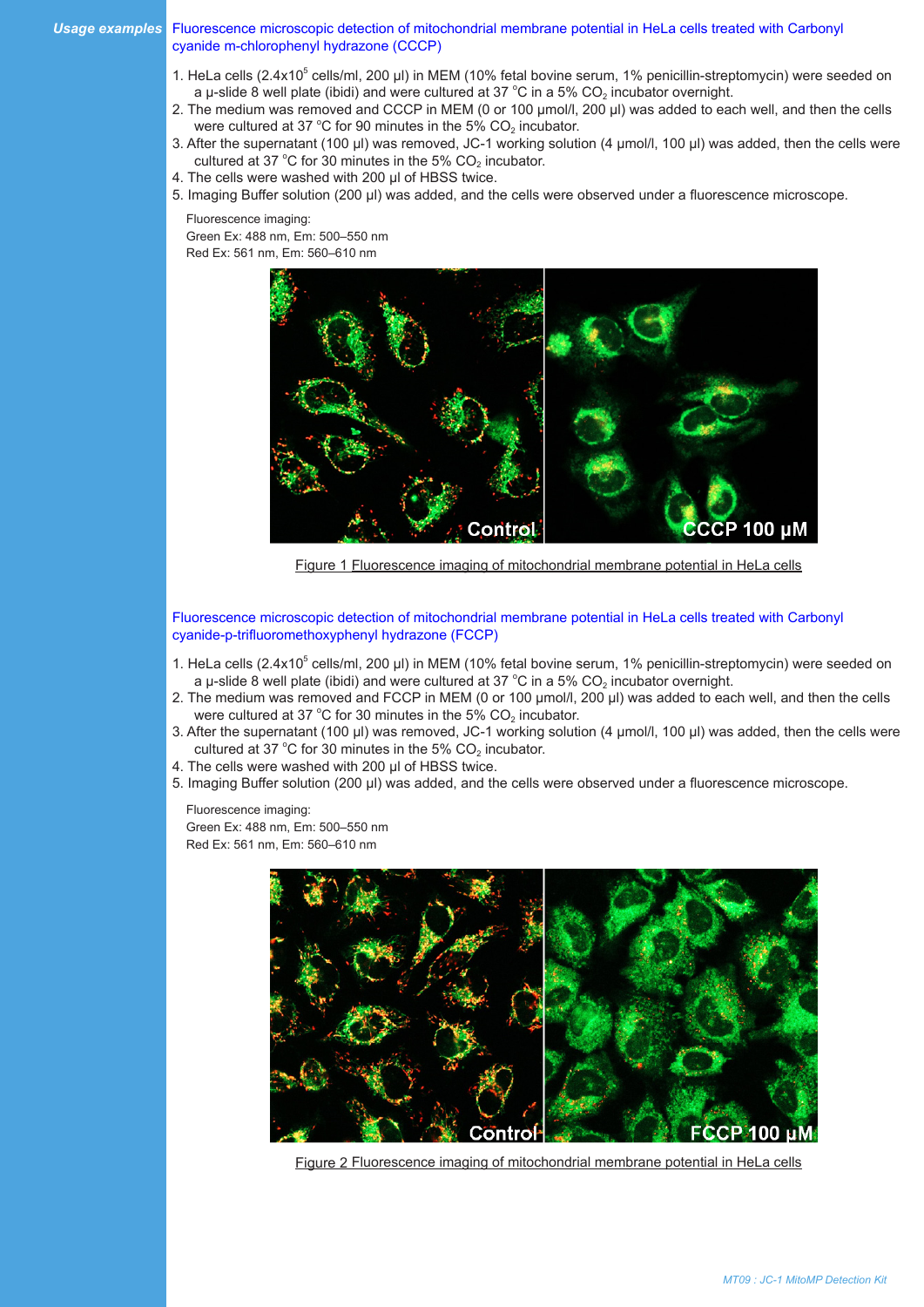**Usage examples**

## Fluorescence microscopic detection of mitochondrial membrane potential in HeLa cells treated with Carbonyl cyanide m-chlorophenyl hydrazone (CCCP)

1. HeLa cells ($2.4 \times 10^5$ cells/ml, 200 µl) in MEM (10% fetal bovine serum, 1% penicillin-streptomycin) were seeded on a µ-slide 8 well plate (ibidi) and were cultured at 37 °C in a 5% $CO_2$ incubator overnight.
2. The medium was removed and CCCP in MEM (0 or 100 µmol/l, 200 µl) was added to each well, and then the cells were cultured at 37 °C for 90 minutes in the 5% $CO_2$ incubator.
3. After the supernatant (100 µl) was removed, JC-1 working solution (4 µmol/l, 100 µl) was added, then the cells were cultured at 37 °C for 30 minutes in the 5% $CO_2$ incubator.
4. The cells were washed with 200 µl of HBSS twice.
5. Imaging Buffer solution (200 µl) was added, and the cells were observed under a fluorescence microscope.

Fluorescence imaging:
Green Ex: 488 nm, Em: 500–550 nm
Red Ex: 561 nm, Em: 560–610 nm

Figure 1 Fluorescence imaging of mitochondrial membrane potential in HeLa cells

## Fluorescence microscopic detection of mitochondrial membrane potential in HeLa cells treated with Carbonyl cyanide-p-trifluoromethoxyphenyl hydrazone (FCCP)

1. HeLa cells ($2.4 \times 10^5$ cells/ml, 200 µl) in MEM (10% fetal bovine serum, 1% penicillin-streptomycin) were seeded on a µ-slide 8 well plate (ibidi) and were cultured at 37 °C in a 5% $CO_2$ incubator overnight.
2. The medium was removed and FCCP in MEM (0 or 100 µmol/l, 200 µl) was added to each well, and then the cells were cultured at 37 °C for 30 minutes in the 5% $CO_2$ incubator.
3. After the supernatant (100 µl) was removed, JC-1 working solution (4 µmol/l, 100 µl) was added, then the cells were cultured at 37 °C for 30 minutes in the 5% $CO_2$ incubator.
4. The cells were washed with 200 µl of HBSS twice.
5. Imaging Buffer solution (200 µl) was added, and the cells were observed under a fluorescence microscope.

Fluorescence imaging:
Green Ex: 488 nm, Em: 500–550 nm
Red Ex: 561 nm, Em: 560–610 nm

Figure 2 Fluorescence imaging of mitochondrial membrane potential in HeLa cells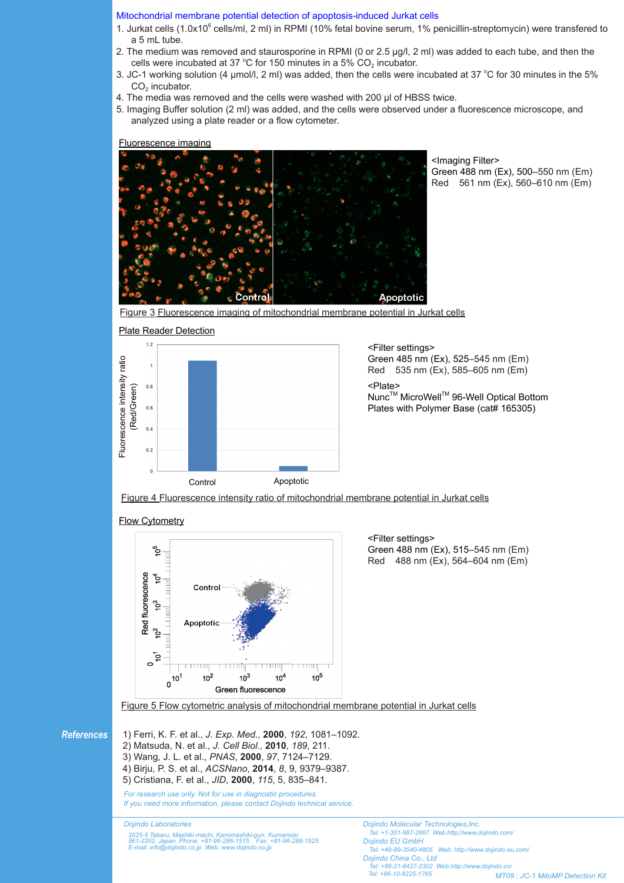## Mitochondrial membrane potential detection of apoptosis-induced Jurkat cells

1. Jurkat cells ($1.0 \times 10^6$ cells/ml, 2 ml) in RPMI (10% fetal bovine serum, 1% penicillin-streptomycin) were transfered to a 5 mL tube.
2. The medium was removed and staurosporine in RPMI (0 or 2.5 µg/l, 2 ml) was added to each tube, and then the cells were incubated at 37 °C for 150 minutes in a 5% $CO_2$ incubator.
3. JC-1 working solution (4 µmol/l, 2 ml) was added, then the cells were incubated at 37 °C for 30 minutes in the 5% $CO_2$ incubator.
4. The media was removed and the cells were washed with 200 µl of HBSS twice.
5. Imaging Buffer solution (2 ml) was added, and the cells were observed under a fluorescence microscope, and analyzed using a plate reader or a flow cytometer.

### Fluorescence imaging

Control

Apoptotic

<Imaging Filter>
Green 488 nm (Ex), 500–550 nm (Em)
Red 561 nm (Ex), 560–610 nm (Em)

Figure 3 Fluorescence imaging of mitochondrial membrane potential in Jurkat cells

### Plate Reader Detection

Fluorescence intensity ratio (Red/Green)

1.2
1
0.8
0.6
0.4
0.2
0

Control
Apoptotic

<Filter settings>
Green 485 nm (Ex), 525–545 nm (Em)
Red 535 nm (Ex), 585–605 nm (Em)

<Plate>
Nunc™ MicroWell™ 96-Well Optical Bottom Plates with Polymer Base (cat# 165305)

Figure 4 Fluorescence intensity ratio of mitochondrial membrane potential in Jurkat cells

### Flow Cytometry

Red fluorescence

0
$10^1$
$10^2$
$10^3$
$10^4$
$10^5$

Control
Apoptotic

Green fluorescence

0
$10^1$
$10^2$
$10^3$
$10^4$
$10^5$

<Filter settings>
Green 488 nm (Ex), 515–545 nm (Em)
Red 488 nm (Ex), 564–604 nm (Em)

Figure 5 Flow cytometric analysis of mitochondrial membrane potential in Jurkat cells

## References

1) Ferri, K. F. et al., *J. Exp. Med.*, **2000**, *192*, 1081–1092.
2) Matsuda, N. et al., *J. Cell Biol.*, **2010**, *189*, 211.
3) Wang, J. L. et al., *PNAS*, **2000**, *97*, 7124–7129.
4) Birju, P. S. et al., *ACSNano*, **2014**, *8*, 9, 9379–9387.
5) Cristiana, F. et al., *JID*, **2000**, *115*, 5, 835–841.

*For research use only. Not for use in diagnostic procedures.*
*If you need more information, please contact Dojindo technical service.*

*Dojindo Laboratories*
*2025-5 Tabaru, Mashiki-machi, Kamimashiki-gun, Kumamoto 861-2202, Japan Phone: +81-96-286-1515 Fax: +81-96-286-1525*
*E-mail: info@dojindo.co.jp Web: www.dojindo.co.jp*

*Dojindo Molecular Technologies,Inc.*
*Tel: +1-301-987-2667 Web:http://www.dojindo.com/*
*Dojindo EU GmbH*
*Tel: +49-89-3540-4805 Web: http://www.dojindo.eu.com/*
*Dojindo China Co., Ltd*
*Tel: +86-21-6427-2302 Web:http://www.dojindo.cn/*
*Tel: +86-10-8225-1765*

*MT09 : JC-1 MitoMP Detection Kit*